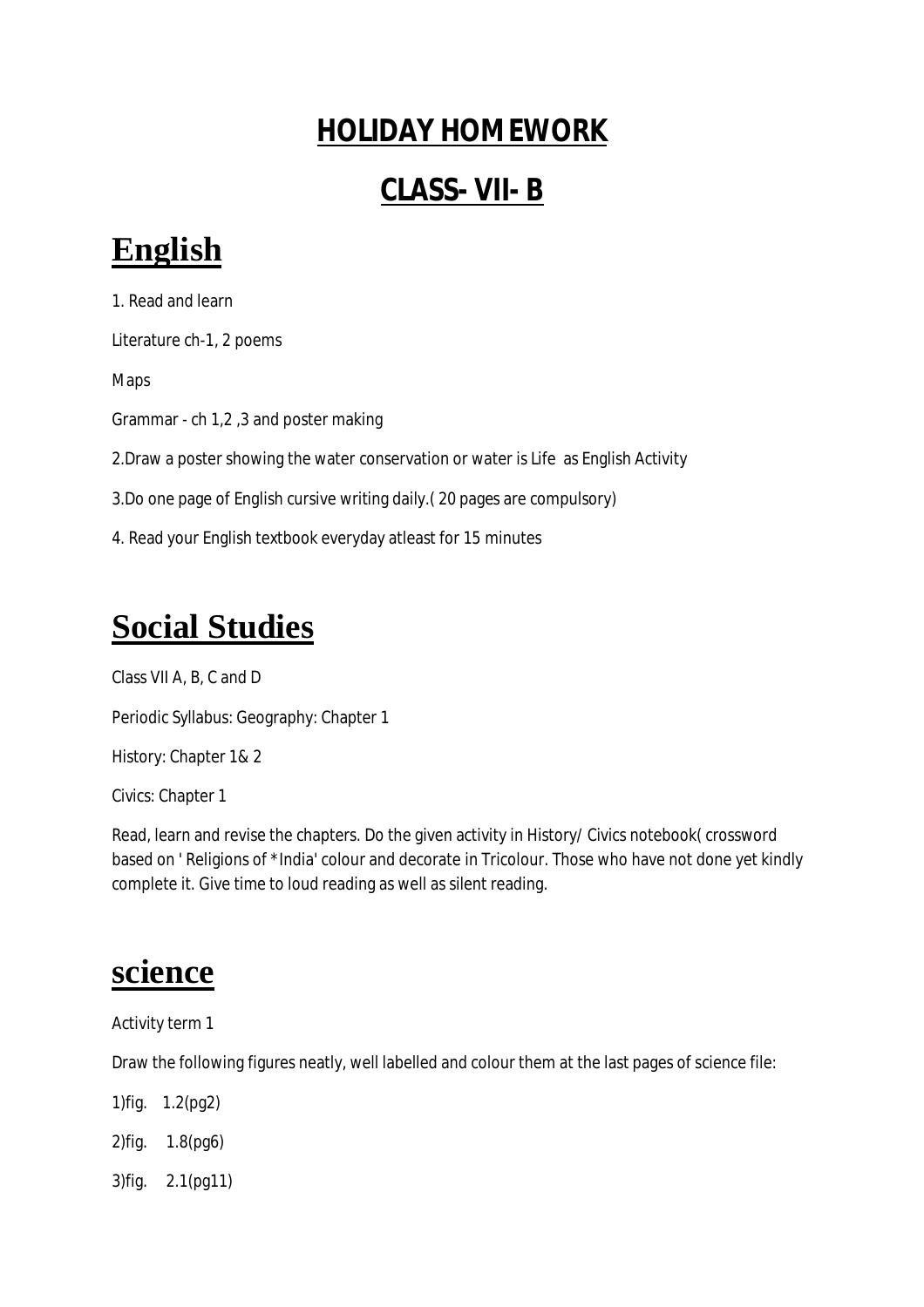# HOLIDAY HOMEWORK

# CLASS- VII- B

## English

1. Read and learn

Literature ch-1, 2 poems

Maps

Grammar - ch 1,2 ,3 and poster making

2.Draw a poster showing the water conservation or water is Life as English Activity

3.Do one page of English cursive writing daily.( 20 pages are compulsory)

4. Read your English textbook everyday atleast for 15 minutes

## Social Studies

Class VII A, B, C and D

Periodic Syllabus: Geography: Chapter 1

History: Chapter 1& 2

Civics: Chapter 1

Read, learn and revise the chapters. Do the given activity in History/ Civics notebook( crossword based on ' Religions of *India' colour and decorate in Tricolour. Those who have not done yet kindly complete it. Give time to loud reading as well as silent reading.

## science

Activity term 1

Draw the following figures neatly, well labelled and colour them at the last pages of science file:

1)fig. 1.2(pg2)

2)fig. 1.8(pg6)

3)fig. 2.1(pg11)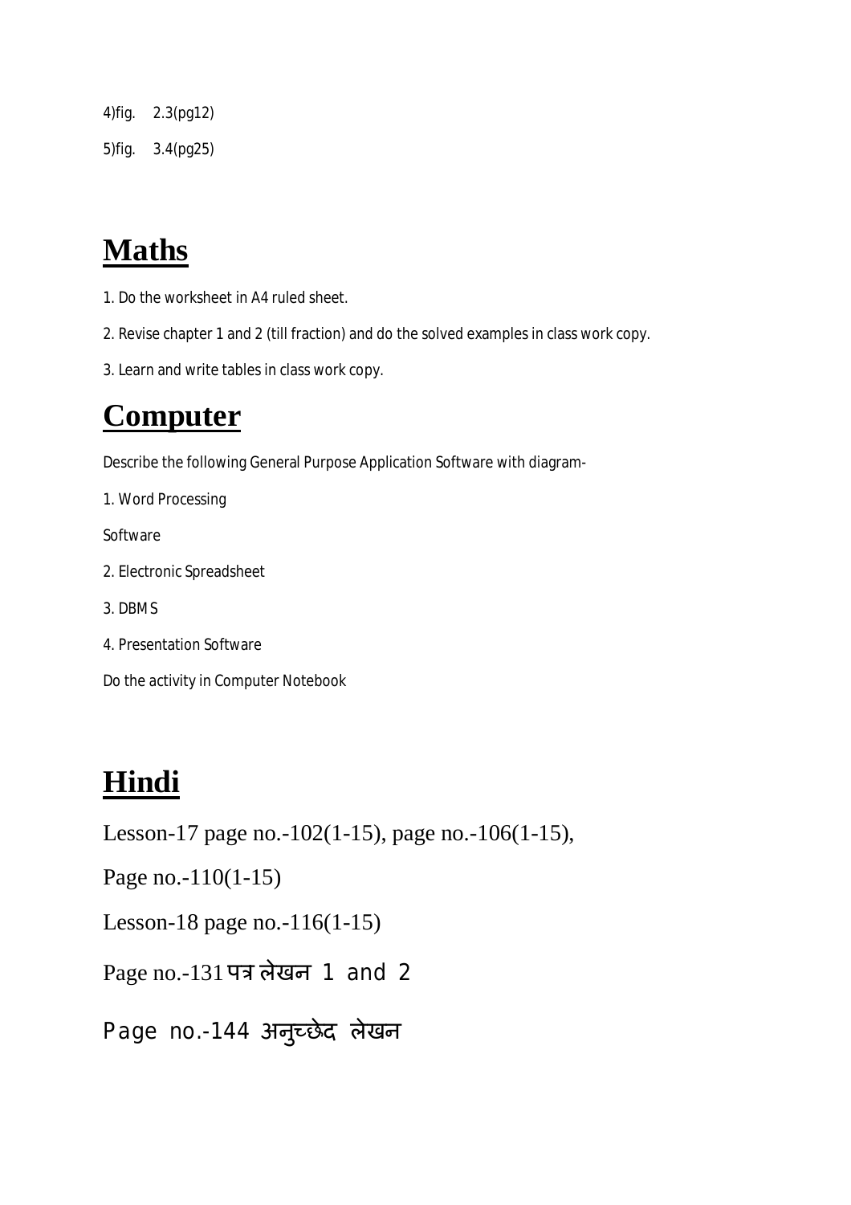4)fig. 2.3(pg12)

5)fig. 3.4(pg25)

# Maths

1. Do the worksheet in A4 ruled sheet.
2. Revise chapter 1 and 2 (till fraction) and do the solved examples in class work copy.
3. Learn and write tables in class work copy.

# Computer

Describe the following General Purpose Application Software with diagram-

1. Word Processing

Software

2. Electronic Spreadsheet
3. DBMS
4. Presentation Software

Do the activity in Computer Notebook

# Hindi

Lesson-17 page no.-102(1-15), page no.-106(1-15),

Page no.-110(1-15)

Lesson-18 page no.-116(1-15)

Page no.-131 पत्र लेखन 1 and 2

Page no.-144 अनुच्छेद लेखन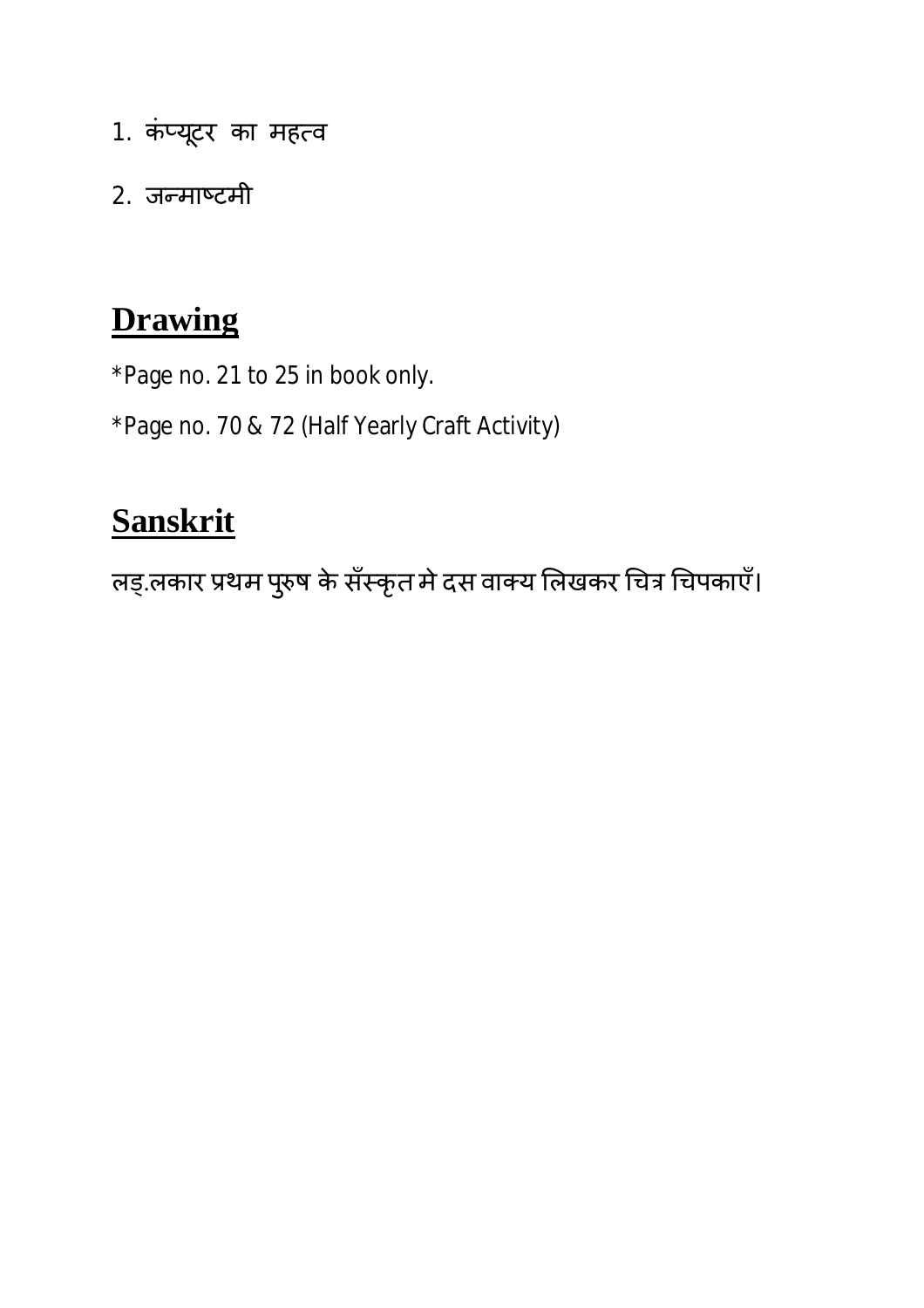1. कंप्यूटर का महत्व
2. जन्माष्टमी

## Drawing

*Page no. 21 to 25 in book only.

*Page no. 70 & 72 (Half Yearly Craft Activity)

## Sanskrit

लड़्.लकार प्रथम पुरुष के सँस्कृत मे दस वाक्य लिखकर चित्र चिपकाएँ।